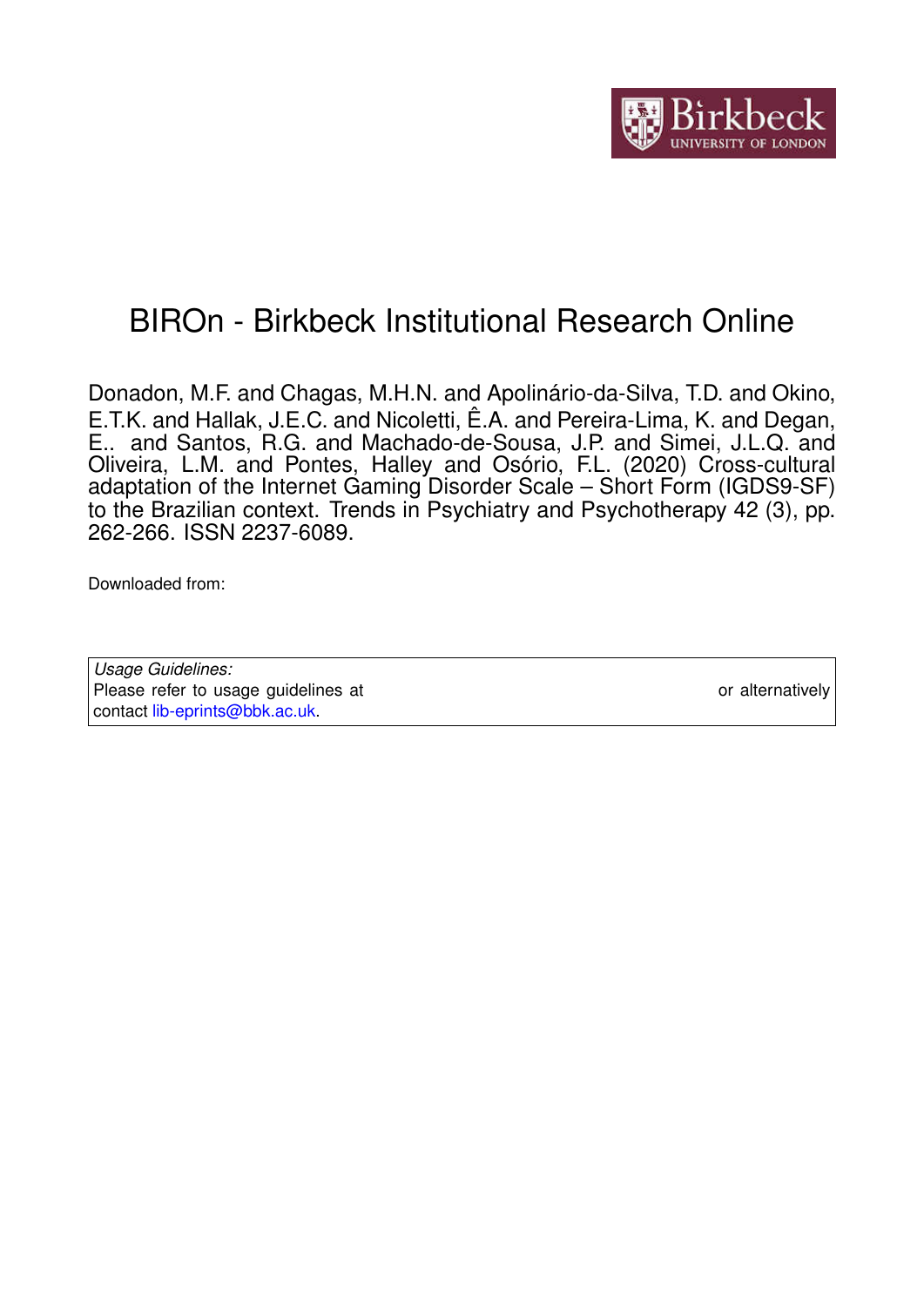# BIROn - Birkbeck Institutional Research Online

Donadon, M.F. and Chagas, M.H.N. and Apolinário-da-Silva, T.D. and Okino, E.T.K. and Hallak, J.E.C. and Nicoletti, Ê.A. and Pereira-Lima, K. and Degan, E.. and Santos, R.G. and Machado-de-Sousa, J.P. and Simei, J.L.Q. and Oliveira, L.M. and Pontes, Halley and Osório, F.L. (2020) Cross-cultural adaptation of the Internet Gaming Disorder Scale – Short Form (IGDS9-SF) to the Brazilian context. Trends in Psychiatry and Psychotherapy 42 (3), pp. 262-266. ISSN 2237-6089.

Downloaded from:

*Usage Guidelines:*
Please refer to usage guidelines at or alternatively contact lib-eprints@bbk.ac.uk.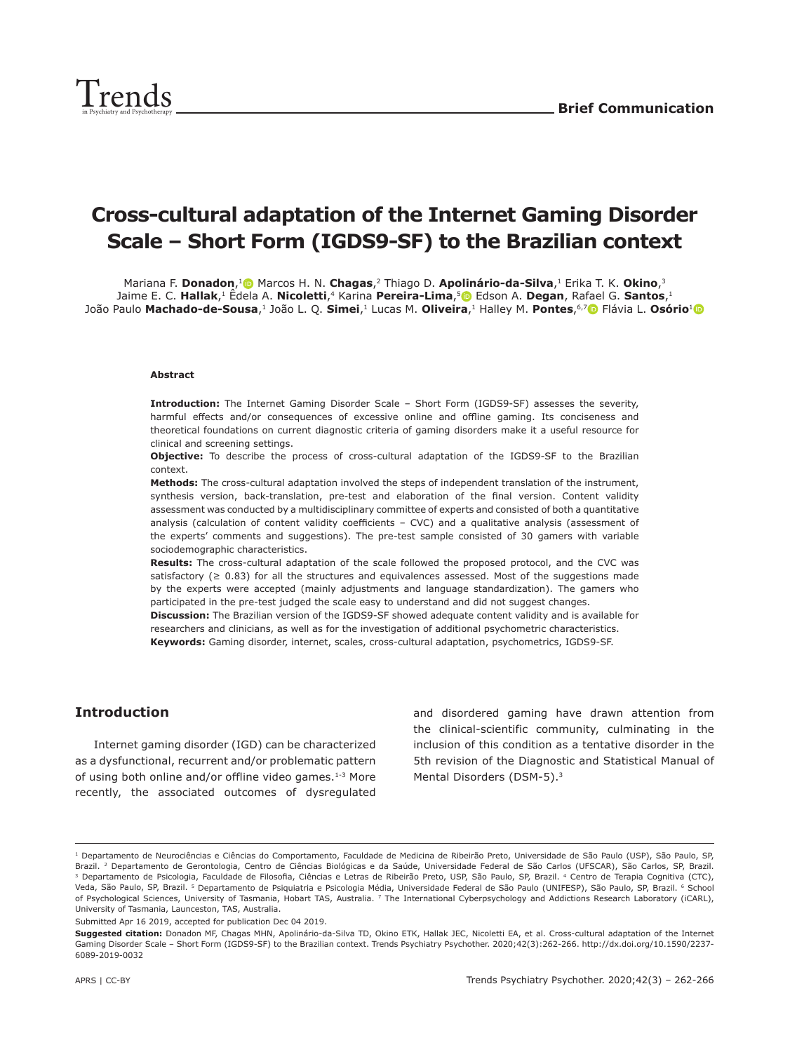# Cross-cultural adaptation of the Internet Gaming Disorder Scale – Short Form (IGDS9-SF) to the Brazilian context

Mariana F. **Donadon**,[1] Marcos H. N. **Chagas**,[2] Thiago D. **Apolinário-da-Silva**,[1] Erika T. K. **Okino**,[3] Jaime E. C. **Hallak**,[1] Êdela A. **Nicoletti**,[4] Karina **Pereira-Lima**,[5] Edson A. **Degan**, Rafael G. **Santos**,[1] João Paulo **Machado-de-Sousa**,[1] João L. Q. **Simei**,[1] Lucas M. **Oliveira**,[1] Halley M. **Pontes**,[6,7] Flávia L. **Osório**[1]

#### Abstract

**Introduction:** The Internet Gaming Disorder Scale – Short Form (IGDS9-SF) assesses the severity, harmful effects and/or consequences of excessive online and offline gaming. Its conciseness and theoretical foundations on current diagnostic criteria of gaming disorders make it a useful resource for clinical and screening settings.

**Objective:** To describe the process of cross-cultural adaptation of the IGDS9-SF to the Brazilian context.

**Methods:** The cross-cultural adaptation involved the steps of independent translation of the instrument, synthesis version, back-translation, pre-test and elaboration of the final version. Content validity assessment was conducted by a multidisciplinary committee of experts and consisted of both a quantitative analysis (calculation of content validity coefficients – CVC) and a qualitative analysis (assessment of the experts' comments and suggestions). The pre-test sample consisted of 30 gamers with variable sociodemographic characteristics.

**Results:** The cross-cultural adaptation of the scale followed the proposed protocol, and the CVC was satisfactory (≥ 0.83) for all the structures and equivalences assessed. Most of the suggestions made by the experts were accepted (mainly adjustments and language standardization). The gamers who participated in the pre-test judged the scale easy to understand and did not suggest changes.

**Discussion:** The Brazilian version of the IGDS9-SF showed adequate content validity and is available for researchers and clinicians, as well as for the investigation of additional psychometric characteristics.

**Keywords:** Gaming disorder, internet, scales, cross-cultural adaptation, psychometrics, IGDS9-SF.

## Introduction

Internet gaming disorder (IGD) can be characterized as a dysfunctional, recurrent and/or problematic pattern of using both online and/or offline video games.[1-3] More recently, the associated outcomes of dysregulated and disordered gaming have drawn attention from the clinical-scientific community, culminating in the inclusion of this condition as a tentative disorder in the 5th revision of the Diagnostic and Statistical Manual of Mental Disorders (DSM-5).[3]

---

[1] Departamento de Neurociências e Ciências do Comportamento, Faculdade de Medicina de Ribeirão Preto, Universidade de São Paulo (USP), São Paulo, SP, Brazil. [2] Departamento de Gerontologia, Centro de Ciências Biológicas e da Saúde, Universidade Federal de São Carlos (UFSCAR), São Carlos, SP, Brazil. [3] Departamento de Psicologia, Faculdade de Filosofia, Ciências e Letras de Ribeirão Preto, USP, São Paulo, SP, Brazil. [4] Centro de Terapia Cognitiva (CTC), Veda, São Paulo, SP, Brazil. [5] Departamento de Psiquiatria e Psicologia Média, Universidade Federal de São Paulo (UNIFESP), São Paulo, SP, Brazil. [6] School of Psychological Sciences, University of Tasmania, Hobart TAS, Australia. [7] The International Cyberpsychology and Addictions Research Laboratory (iCARL), University of Tasmania, Launceston, TAS, Australia.

Submitted Apr 16 2019, accepted for publication Dec 04 2019.

**Suggested citation:** Donadon MF, Chagas MHN, Apolinário-da-Silva TD, Okino ETK, Hallak JEC, Nicoletti EA, et al. Cross-cultural adaptation of the Internet Gaming Disorder Scale – Short Form (IGDS9-SF) to the Brazilian context. Trends Psychiatry Psychother. 2020;42(3):262-266. http://dx.doi.org/10.1590/2237-6089-2019-0032

APRS | CC-BY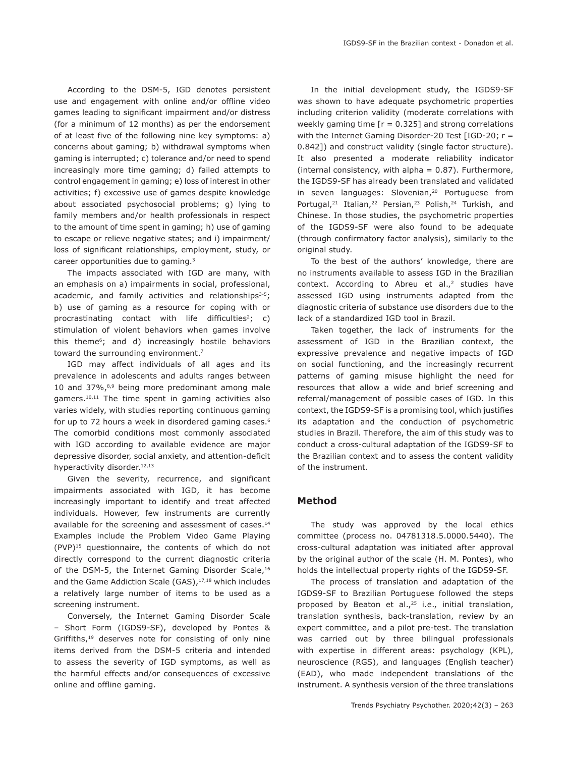According to the DSM-5, IGD denotes persistent use and engagement with online and/or offline video games leading to significant impairment and/or distress (for a minimum of 12 months) as per the endorsement of at least five of the following nine key symptoms: a) concerns about gaming; b) withdrawal symptoms when gaming is interrupted; c) tolerance and/or need to spend increasingly more time gaming; d) failed attempts to control engagement in gaming; e) loss of interest in other activities; f) excessive use of games despite knowledge about associated psychosocial problems; g) lying to family members and/or health professionals in respect to the amount of time spent in gaming; h) use of gaming to escape or relieve negative states; and i) impairment/ loss of significant relationships, employment, study, or career opportunities due to gaming.[3]

The impacts associated with IGD are many, with an emphasis on a) impairments in social, professional, academic, and family activities and relationships[3-5]; b) use of gaming as a resource for coping with or procrastinating contact with life difficulties[2]; c) stimulation of violent behaviors when games involve this theme[6]; and d) increasingly hostile behaviors toward the surrounding environment.[7]

IGD may affect individuals of all ages and its prevalence in adolescents and adults ranges between 10 and 37%,[8,9] being more predominant among male gamers.[10,11] The time spent in gaming activities also varies widely, with studies reporting continuous gaming for up to 72 hours a week in disordered gaming cases.[6] The comorbid conditions most commonly associated with IGD according to available evidence are major depressive disorder, social anxiety, and attention-deficit hyperactivity disorder.[12,13]

Given the severity, recurrence, and significant impairments associated with IGD, it has become increasingly important to identify and treat affected individuals. However, few instruments are currently available for the screening and assessment of cases.[14] Examples include the Problem Video Game Playing (PVP)[15] questionnaire, the contents of which do not directly correspond to the current diagnostic criteria of the DSM-5, the Internet Gaming Disorder Scale,[16] and the Game Addiction Scale (GAS),[17,18] which includes a relatively large number of items to be used as a screening instrument.

Conversely, the Internet Gaming Disorder Scale – Short Form (IGDS9-SF), developed by Pontes & Griffiths,[19] deserves note for consisting of only nine items derived from the DSM-5 criteria and intended to assess the severity of IGD symptoms, as well as the harmful effects and/or consequences of excessive online and offline gaming.

In the initial development study, the IGDS9-SF was shown to have adequate psychometric properties including criterion validity (moderate correlations with weekly gaming time [$r = 0.325$] and strong correlations with the Internet Gaming Disorder-20 Test [IGD-20; $r = 0.842$]) and construct validity (single factor structure). It also presented a moderate reliability indicator (internal consistency, with alpha = 0.87). Furthermore, the IGDS9-SF has already been translated and validated in seven languages: Slovenian,[20] Portuguese from Portugal,[21] Italian,[22] Persian,[23] Polish,[24] Turkish, and Chinese. In those studies, the psychometric properties of the IGDS9-SF were also found to be adequate (through confirmatory factor analysis), similarly to the original study.

To the best of the authors' knowledge, there are no instruments available to assess IGD in the Brazilian context. According to Abreu et al.,[2] studies have assessed IGD using instruments adapted from the diagnostic criteria of substance use disorders due to the lack of a standardized IGD tool in Brazil.

Taken together, the lack of instruments for the assessment of IGD in the Brazilian context, the expressive prevalence and negative impacts of IGD on social functioning, and the increasingly recurrent patterns of gaming misuse highlight the need for resources that allow a wide and brief screening and referral/management of possible cases of IGD. In this context, the IGDS9-SF is a promising tool, which justifies its adaptation and the conduction of psychometric studies in Brazil. Therefore, the aim of this study was to conduct a cross-cultural adaptation of the IGDS9-SF to the Brazilian context and to assess the content validity of the instrument.

## Method

The study was approved by the local ethics committee (process no. 04781318.5.0000.5440). The cross-cultural adaptation was initiated after approval by the original author of the scale (H. M. Pontes), who holds the intellectual property rights of the IGDS9-SF.

The process of translation and adaptation of the IGDS9-SF to Brazilian Portuguese followed the steps proposed by Beaton et al.,[25] i.e., initial translation, translation synthesis, back-translation, review by an expert committee, and a pilot pre-test. The translation was carried out by three bilingual professionals with expertise in different areas: psychology (KPL), neuroscience (RGS), and languages (English teacher) (EAD), who made independent translations of the instrument. A synthesis version of the three translations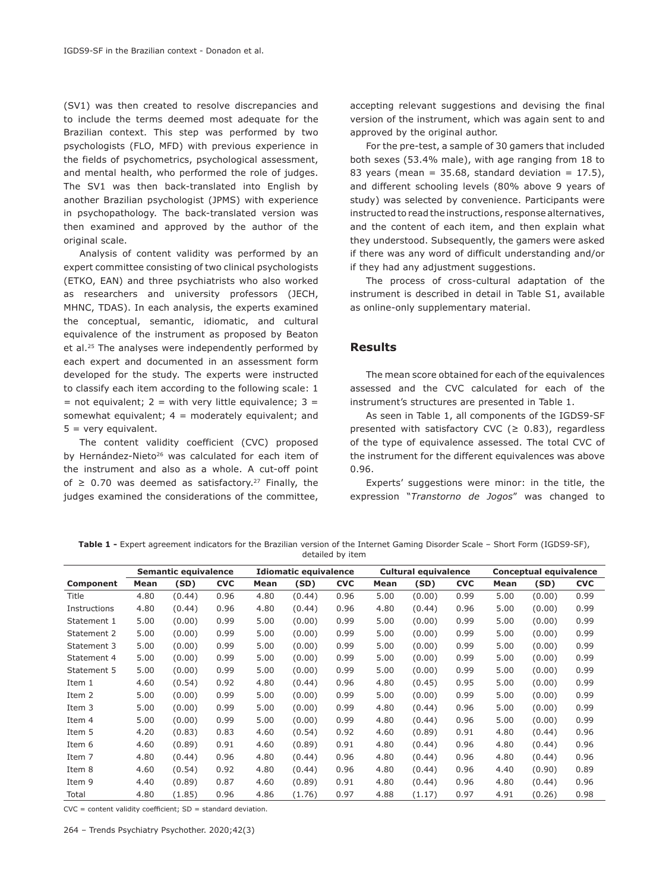(SV1) was then created to resolve discrepancies and to include the terms deemed most adequate for the Brazilian context. This step was performed by two psychologists (FLO, MFD) with previous experience in the fields of psychometrics, psychological assessment, and mental health, who performed the role of judges. The SV1 was then back-translated into English by another Brazilian psychologist (JPMS) with experience in psychopathology. The back-translated version was then examined and approved by the author of the original scale.

Analysis of content validity was performed by an expert committee consisting of two clinical psychologists (ETKO, EAN) and three psychiatrists who also worked as researchers and university professors (JECH, MHNC, TDAS). In each analysis, the experts examined the conceptual, semantic, idiomatic, and cultural equivalence of the instrument as proposed by Beaton et al.[25] The analyses were independently performed by each expert and documented in an assessment form developed for the study. The experts were instructed to classify each item according to the following scale: 1 = not equivalent; 2 = with very little equivalence; 3 = somewhat equivalent; 4 = moderately equivalent; and 5 = very equivalent.

The content validity coefficient (CVC) proposed by Hernández-Nieto[26] was calculated for each item of the instrument and also as a whole. A cut-off point of ≥ 0.70 was deemed as satisfactory.[27] Finally, the judges examined the considerations of the committee, accepting relevant suggestions and devising the final version of the instrument, which was again sent to and approved by the original author.

For the pre-test, a sample of 30 gamers that included both sexes (53.4% male), with age ranging from 18 to 83 years (mean = 35.68, standard deviation = 17.5), and different schooling levels (80% above 9 years of study) was selected by convenience. Participants were instructed to read the instructions, response alternatives, and the content of each item, and then explain what they understood. Subsequently, the gamers were asked if there was any word of difficult understanding and/or if they had any adjustment suggestions.

The process of cross-cultural adaptation of the instrument is described in detail in Table S1, available as online-only supplementary material.

## Results

The mean score obtained for each of the equivalences assessed and the CVC calculated for each of the instrument's structures are presented in Table 1.

As seen in Table 1, all components of the IGDS9-SF presented with satisfactory CVC (≥ 0.83), regardless of the type of equivalence assessed. The total CVC of the instrument for the different equivalences was above 0.96.

Experts' suggestions were minor: in the title, the expression "*Transtorno de Jogos*" was changed to

**Table 1 -** Expert agreement indicators for the Brazilian version of the Internet Gaming Disorder Scale – Short Form (IGDS9-SF), detailed by item

| | Semantic equivalence | | | Idiomatic equivalence | | | Cultural equivalence | | | Conceptual equivalence | | |
|---|---|---|---|---|---|---|---|---|---|---|---|---|
| **Component** | **Mean** | **(SD)** | **CVC** | **Mean** | **(SD)** | **CVC** | **Mean** | **(SD)** | **CVC** | **Mean** | **(SD)** | **CVC** |
| Title | 4.80 | (0.44) | 0.96 | 4.80 | (0.44) | 0.96 | 5.00 | (0.00) | 0.99 | 5.00 | (0.00) | 0.99 |
| Instructions | 4.80 | (0.44) | 0.96 | 4.80 | (0.44) | 0.96 | 4.80 | (0.44) | 0.96 | 5.00 | (0.00) | 0.99 |
| Statement 1 | 5.00 | (0.00) | 0.99 | 5.00 | (0.00) | 0.99 | 5.00 | (0.00) | 0.99 | 5.00 | (0.00) | 0.99 |
| Statement 2 | 5.00 | (0.00) | 0.99 | 5.00 | (0.00) | 0.99 | 5.00 | (0.00) | 0.99 | 5.00 | (0.00) | 0.99 |
| Statement 3 | 5.00 | (0.00) | 0.99 | 5.00 | (0.00) | 0.99 | 5.00 | (0.00) | 0.99 | 5.00 | (0.00) | 0.99 |
| Statement 4 | 5.00 | (0.00) | 0.99 | 5.00 | (0.00) | 0.99 | 5.00 | (0.00) | 0.99 | 5.00 | (0.00) | 0.99 |
| Statement 5 | 5.00 | (0.00) | 0.99 | 5.00 | (0.00) | 0.99 | 5.00 | (0.00) | 0.99 | 5.00 | (0.00) | 0.99 |
| Item 1 | 4.60 | (0.54) | 0.92 | 4.80 | (0.44) | 0.96 | 4.80 | (0.45) | 0.95 | 5.00 | (0.00) | 0.99 |
| Item 2 | 5.00 | (0.00) | 0.99 | 5.00 | (0.00) | 0.99 | 5.00 | (0.00) | 0.99 | 5.00 | (0.00) | 0.99 |
| Item 3 | 5.00 | (0.00) | 0.99 | 5.00 | (0.00) | 0.99 | 4.80 | (0.44) | 0.96 | 5.00 | (0.00) | 0.99 |
| Item 4 | 5.00 | (0.00) | 0.99 | 5.00 | (0.00) | 0.99 | 4.80 | (0.44) | 0.96 | 5.00 | (0.00) | 0.99 |
| Item 5 | 4.20 | (0.83) | 0.83 | 4.60 | (0.54) | 0.92 | 4.60 | (0.89) | 0.91 | 4.80 | (0.44) | 0.96 |
| Item 6 | 4.60 | (0.89) | 0.91 | 4.60 | (0.89) | 0.91 | 4.80 | (0.44) | 0.96 | 4.80 | (0.44) | 0.96 |
| Item 7 | 4.80 | (0.44) | 0.96 | 4.80 | (0.44) | 0.96 | 4.80 | (0.44) | 0.96 | 4.80 | (0.44) | 0.96 |
| Item 8 | 4.60 | (0.54) | 0.92 | 4.80 | (0.44) | 0.96 | 4.80 | (0.44) | 0.96 | 4.40 | (0.90) | 0.89 |
| Item 9 | 4.40 | (0.89) | 0.87 | 4.60 | (0.89) | 0.91 | 4.80 | (0.44) | 0.96 | 4.80 | (0.44) | 0.96 |
| Total | 4.80 | (1.85) | 0.96 | 4.86 | (1.76) | 0.97 | 4.88 | (1.17) | 0.97 | 4.91 | (0.26) | 0.98 |

CVC = content validity coefficient; SD = standard deviation.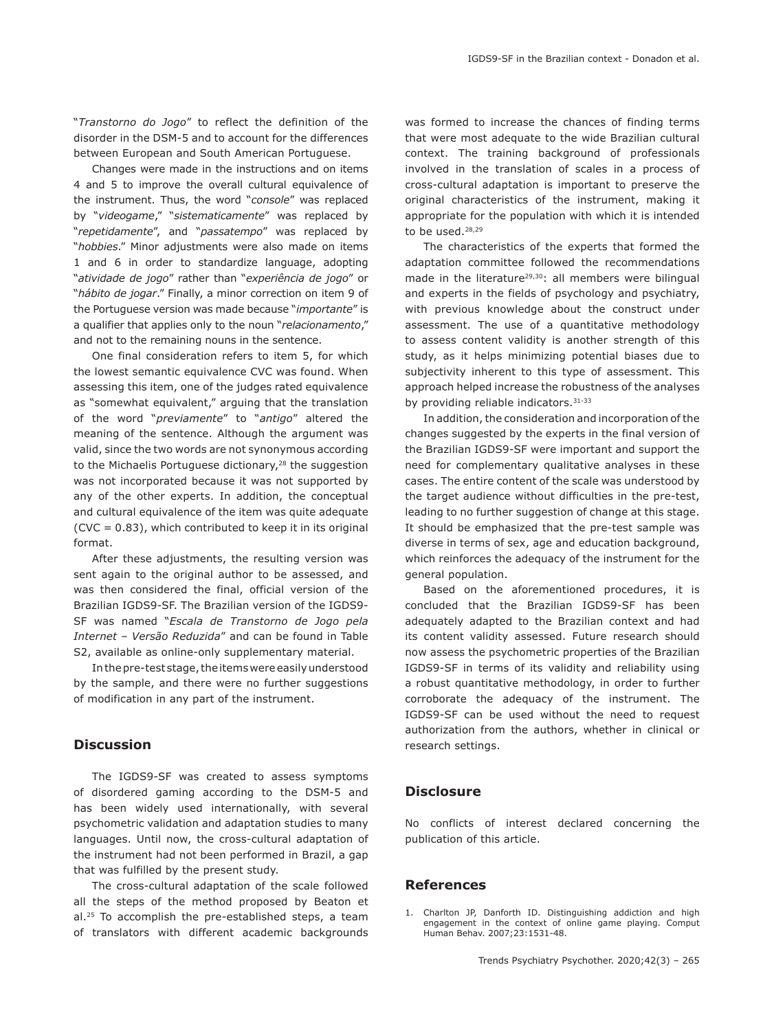"*Transtorno do Jogo*" to reflect the definition of the disorder in the DSM-5 and to account for the differences between European and South American Portuguese.

Changes were made in the instructions and on items 4 and 5 to improve the overall cultural equivalence of the instrument. Thus, the word "*console*" was replaced by "*videogame*," "*sistematicamente*" was replaced by "*repetidamente*", and "*passatempo*" was replaced by "*hobbies*." Minor adjustments were also made on items 1 and 6 in order to standardize language, adopting "*atividade de jogo*" rather than "*experiência de jogo*" or "*hábito de jogar*." Finally, a minor correction on item 9 of the Portuguese version was made because "*importante*" is a qualifier that applies only to the noun "*relacionamento*," and not to the remaining nouns in the sentence.

One final consideration refers to item 5, for which the lowest semantic equivalence CVC was found. When assessing this item, one of the judges rated equivalence as "somewhat equivalent," arguing that the translation of the word "*previamente*" to "*antigo*" altered the meaning of the sentence. Although the argument was valid, since the two words are not synonymous according to the Michaelis Portuguese dictionary,[28] the suggestion was not incorporated because it was not supported by any of the other experts. In addition, the conceptual and cultural equivalence of the item was quite adequate (CVC = 0.83), which contributed to keep it in its original format.

After these adjustments, the resulting version was sent again to the original author to be assessed, and was then considered the final, official version of the Brazilian IGDS9-SF. The Brazilian version of the IGDS9-SF was named "*Escala de Transtorno de Jogo pela Internet – Versão Reduzida*" and can be found in Table S2, available as online-only supplementary material.

In the pre-test stage, the items were easily understood by the sample, and there were no further suggestions of modification in any part of the instrument.

## Discussion

The IGDS9-SF was created to assess symptoms of disordered gaming according to the DSM-5 and has been widely used internationally, with several psychometric validation and adaptation studies to many languages. Until now, the cross-cultural adaptation of the instrument had not been performed in Brazil, a gap that was fulfilled by the present study.

The cross-cultural adaptation of the scale followed all the steps of the method proposed by Beaton et al.[25] To accomplish the pre-established steps, a team of translators with different academic backgrounds was formed to increase the chances of finding terms that were most adequate to the wide Brazilian cultural context. The training background of professionals involved in the translation of scales in a process of cross-cultural adaptation is important to preserve the original characteristics of the instrument, making it appropriate for the population with which it is intended to be used.[28,29]

The characteristics of the experts that formed the adaptation committee followed the recommendations made in the literature[29,30]: all members were bilingual and experts in the fields of psychology and psychiatry, with previous knowledge about the construct under assessment. The use of a quantitative methodology to assess content validity is another strength of this study, as it helps minimizing potential biases due to subjectivity inherent to this type of assessment. This approach helped increase the robustness of the analyses by providing reliable indicators.[31-33]

In addition, the consideration and incorporation of the changes suggested by the experts in the final version of the Brazilian IGDS9-SF were important and support the need for complementary qualitative analyses in these cases. The entire content of the scale was understood by the target audience without difficulties in the pre-test, leading to no further suggestion of change at this stage. It should be emphasized that the pre-test sample was diverse in terms of sex, age and education background, which reinforces the adequacy of the instrument for the general population.

Based on the aforementioned procedures, it is concluded that the Brazilian IGDS9-SF has been adequately adapted to the Brazilian context and had its content validity assessed. Future research should now assess the psychometric properties of the Brazilian IGDS9-SF in terms of its validity and reliability using a robust quantitative methodology, in order to further corroborate the adequacy of the instrument. The IGDS9-SF can be used without the need to request authorization from the authors, whether in clinical or research settings.

## Disclosure

No conflicts of interest declared concerning the publication of this article.

## References

1. Charlton JP, Danforth ID. Distinguishing addiction and high engagement in the context of online game playing. Comput Human Behav. 2007;23:1531-48.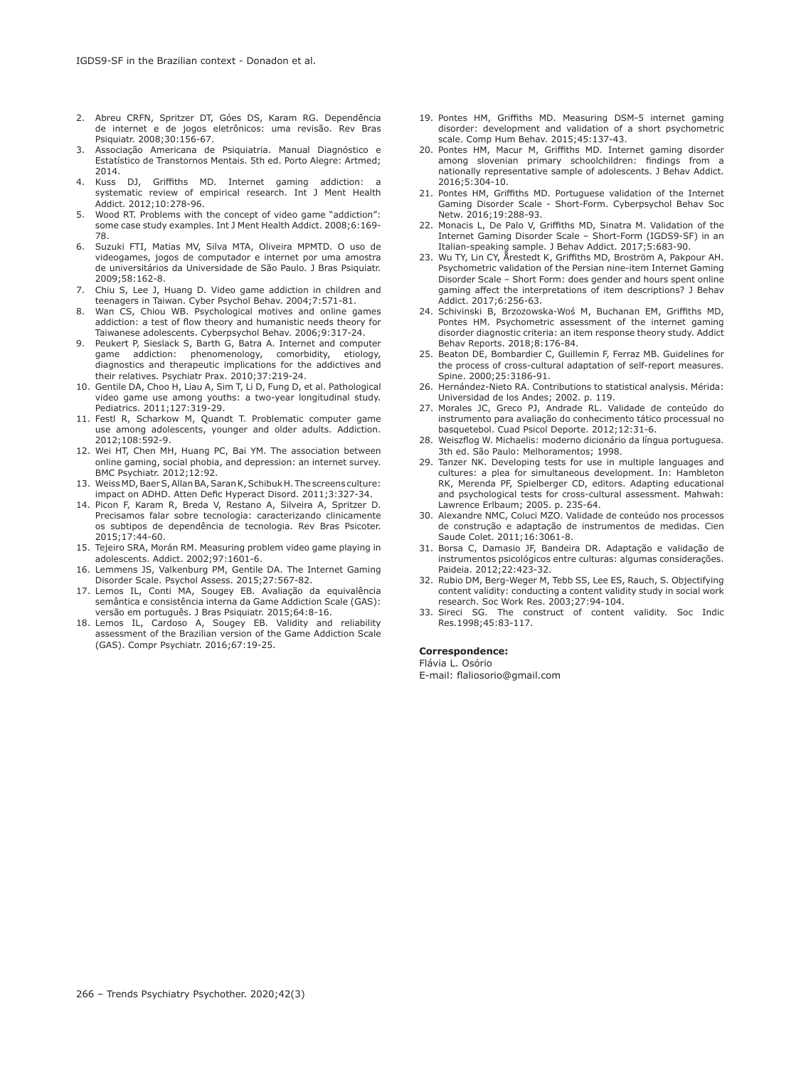2. Abreu CRFN, Spritzer DT, Góes DS, Karam RG. Dependência de internet e de jogos eletrônicos: uma revisão. Rev Bras Psiquiatr. 2008;30:156-67.
3. Associação Americana de Psiquiatria. Manual Diagnóstico e Estatístico de Transtornos Mentais. 5th ed. Porto Alegre: Artmed; 2014.
4. Kuss DJ, Griffiths MD. Internet gaming addiction: a systematic review of empirical research. Int J Ment Health Addict. 2012;10:278-96.
5. Wood RT. Problems with the concept of video game "addiction": some case study examples. Int J Ment Health Addict. 2008;6:169-78.
6. Suzuki FTI, Matias MV, Silva MTA, Oliveira MPMTD. O uso de videogames, jogos de computador e internet por uma amostra de universitários da Universidade de São Paulo. J Bras Psiquiatr. 2009;58:162-8.
7. Chiu S, Lee J, Huang D. Video game addiction in children and teenagers in Taiwan. Cyber Psychol Behav. 2004;7:571-81.
8. Wan CS, Chiou WB. Psychological motives and online games addiction: a test of flow theory and humanistic needs theory for Taiwanese adolescents. Cyberpsychol Behav. 2006;9:317-24.
9. Peukert P, Sieslack S, Barth G, Batra A. Internet and computer game addiction: phenomenology, comorbidity, etiology, diagnostics and therapeutic implications for the addictives and their relatives. Psychiatr Prax. 2010;37:219-24.
10. Gentile DA, Choo H, Liau A, Sim T, Li D, Fung D, et al. Pathological video game use among youths: a two-year longitudinal study. Pediatrics. 2011;127:319-29.
11. Festl R, Scharkow M, Quandt T. Problematic computer game use among adolescents, younger and older adults. Addiction. 2012;108:592-9.
12. Wei HT, Chen MH, Huang PC, Bai YM. The association between online gaming, social phobia, and depression: an internet survey. BMC Psychiatr. 2012;12:92.
13. Weiss MD, Baer S, Allan BA, Saran K, Schibuk H. The screens culture: impact on ADHD. Atten Defic Hyperact Disord. 2011;3:327-34.
14. Picon F, Karam R, Breda V, Restano A, Silveira A, Spritzer D. Precisamos falar sobre tecnologia: caracterizando clinicamente os subtipos de dependência de tecnologia. Rev Bras Psicoter. 2015;17:44-60.
15. Tejeiro SRA, Morán RM. Measuring problem video game playing in adolescents. Addict. 2002;97:1601-6.
16. Lemmens JS, Valkenburg PM, Gentile DA. The Internet Gaming Disorder Scale. Psychol Assess. 2015;27:567-82.
17. Lemos IL, Conti MA, Sougey EB. Avaliação da equivalência semântica e consistência interna da Game Addiction Scale (GAS): versão em português. J Bras Psiquiatr. 2015;64:8-16.
18. Lemos IL, Cardoso A, Sougey EB. Validity and reliability assessment of the Brazilian version of the Game Addiction Scale (GAS). Compr Psychiatr. 2016;67:19-25.
19. Pontes HM, Griffiths MD. Measuring DSM-5 internet gaming disorder: development and validation of a short psychometric scale. Comp Hum Behav. 2015;45:137-43.
20. Pontes HM, Macur M, Griffiths MD. Internet gaming disorder among slovenian primary schoolchildren: findings from a nationally representative sample of adolescents. J Behav Addict. 2016;5:304-10.
21. Pontes HM, Griffiths MD. Portuguese validation of the Internet Gaming Disorder Scale - Short-Form. Cyberpsychol Behav Soc Netw. 2016;19:288-93.
22. Monacis L, De Palo V, Griffiths MD, Sinatra M. Validation of the Internet Gaming Disorder Scale – Short-Form (IGDS9-SF) in an Italian-speaking sample. J Behav Addict. 2017;5:683-90.
23. Wu TY, Lin CY, Årestedt K, Griffiths MD, Broström A, Pakpour AH. Psychometric validation of the Persian nine-item Internet Gaming Disorder Scale – Short Form: does gender and hours spent online gaming affect the interpretations of item descriptions? J Behav Addict. 2017;6:256-63.
24. Schivinski B, Brzozowska-Woś M, Buchanan EM, Griffiths MD, Pontes HM. Psychometric assessment of the internet gaming disorder diagnostic criteria: an item response theory study. Addict Behav Reports. 2018;8:176-84.
25. Beaton DE, Bombardier C, Guillemin F, Ferraz MB. Guidelines for the process of cross-cultural adaptation of self-report measures. Spine. 2000;25:3186-91.
26. Hernández-Nieto RA. Contributions to statistical analysis. Mérida: Universidad de los Andes; 2002. p. 119.
27. Morales JC, Greco PJ, Andrade RL. Validade de conteúdo do instrumento para avaliação do conhecimento tático processual no basquetebol. Cuad Psicol Deporte. 2012;12:31-6.
28. Weiszflog W. Michaelis: moderno dicionário da língua portuguesa. 3th ed. São Paulo: Melhoramentos; 1998.
29. Tanzer NK. Developing tests for use in multiple languages and cultures: a plea for simultaneous development. In: Hambleton RK, Merenda PF, Spielberger CD, editors. Adapting educational and psychological tests for cross-cultural assessment. Mahwah: Lawrence Erlbaum; 2005. p. 235-64.
30. Alexandre NMC, Coluci MZO. Validade de conteúdo nos processos de construção e adaptação de instrumentos de medidas. Cien Saude Colet. 2011;16:3061-8.
31. Borsa C, Damasio JF, Bandeira DR. Adaptação e validação de instrumentos psicológicos entre culturas: algumas considerações. Paideia. 2012;22:423-32.
32. Rubio DM, Berg-Weger M, Tebb SS, Lee ES, Rauch, S. Objectifying content validity: conducting a content validity study in social work research. Soc Work Res. 2003;27:94-104.
33. Sireci SG. The construct of content validity. Soc Indic Res.1998;45:83-117.

**Correspondence:**
Flávia L. Osório
E-mail: flaliosorio@gmail.com